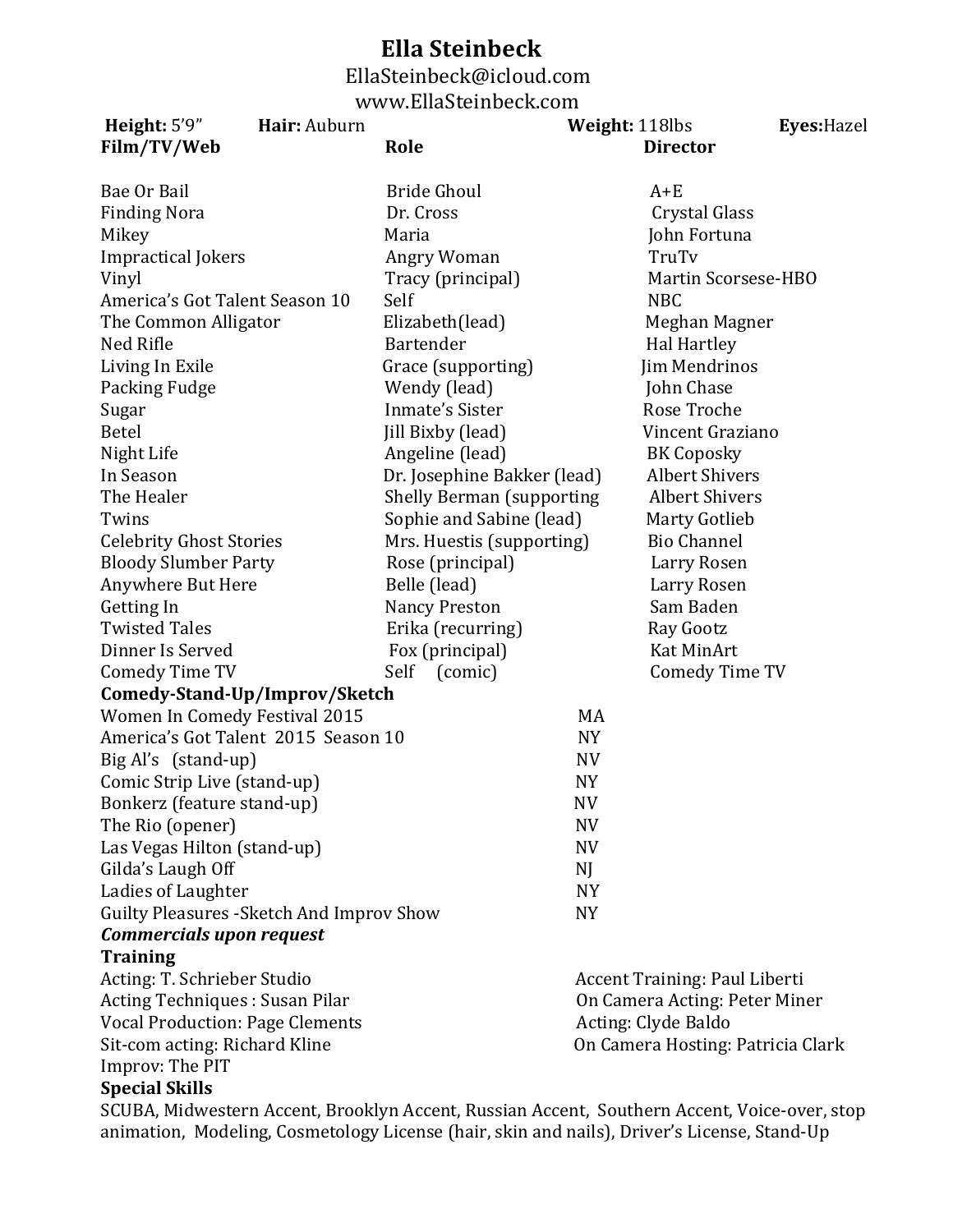# Ella Steinbeck

EllaSteinbeck@icloud.com
www.EllaSteinbeck.com

**Height:** 5'9" **Hair:** Auburn **Weight:** 118lbs **Eyes:** Hazel

| **Film/TV/Web** | **Role** | **Director** |
|---|---|---|
| Bae Or Bail | Bride Ghoul | A+E |
| Finding Nora | Dr. Cross | Crystal Glass |
| Mikey | Maria | John Fortuna |
| Impractical Jokers | Angry Woman | TruTv |
| Vinyl | Tracy (principal) | Martin Scorsese-HBO |
| America's Got Talent Season 10 | Self | NBC |
| The Common Alligator | Elizabeth(lead) | Meghan Magner |
| Ned Rifle | Bartender | Hal Hartley |
| Living In Exile | Grace (supporting) | Jim Mendrinos |
| Packing Fudge | Wendy (lead) | John Chase |
| Sugar | Inmate's Sister | Rose Troche |
| Betel | Jill Bixby (lead) | Vincent Graziano |
| Night Life | Angeline (lead) | BK Coposky |
| In Season | Dr. Josephine Bakker (lead) | Albert Shivers |
| The Healer | Shelly Berman (supporting | Albert Shivers |
| Twins | Sophie and Sabine (lead) | Marty Gotlieb |
| Celebrity Ghost Stories | Mrs. Huestis (supporting) | Bio Channel |
| Bloody Slumber Party | Rose (principal) | Larry Rosen |
| Anywhere But Here | Belle (lead) | Larry Rosen |
| Getting In | Nancy Preston | Sam Baden |
| Twisted Tales | Erika (recurring) | Ray Gootz |
| Dinner Is Served | Fox (principal) | Kat MinArt |
| Comedy Time TV | Self (comic) | Comedy Time TV |

**Comedy-Stand-Up/Improv/Sketch**

| | |
|---|---|
| Women In Comedy Festival 2015 | MA |
| America's Got Talent 2015 Season 10 | NY |
| Big Al's (stand-up) | NV |
| Comic Strip Live (stand-up) | NY |
| Bonkerz (feature stand-up) | NV |
| The Rio (opener) | NV |
| Las Vegas Hilton (stand-up) | NV |
| Gilda's Laugh Off | NJ |
| Ladies of Laughter | NY |
| Guilty Pleasures -Sketch And Improv Show | NY |

***Commercials upon request***

**Training**

Acting: T. Schrieber Studio
Acting Techniques : Susan Pilar
Vocal Production: Page Clements
Sit-com acting: Richard Kline
Improv: The PIT
Accent Training: Paul Liberti
On Camera Acting: Peter Miner
Acting: Clyde Baldo
On Camera Hosting: Patricia Clark

**Special Skills**

SCUBA, Midwestern Accent, Brooklyn Accent, Russian Accent, Southern Accent, Voice-over, stop animation, Modeling, Cosmetology License (hair, skin and nails), Driver's License, Stand-Up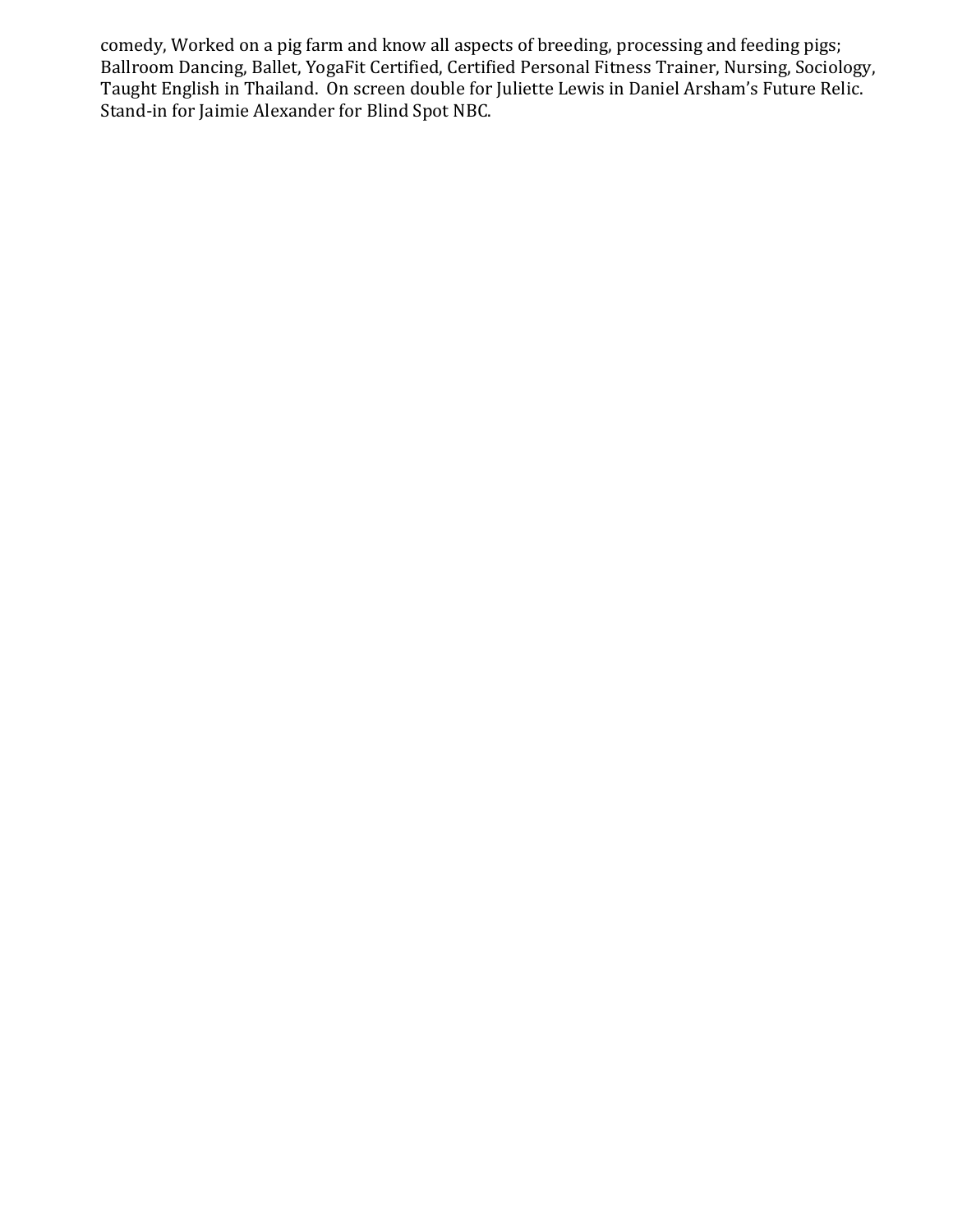comedy, Worked on a pig farm and know all aspects of breeding, processing and feeding pigs; Ballroom Dancing, Ballet, YogaFit Certified, Certified Personal Fitness Trainer, Nursing, Sociology, Taught English in Thailand. On screen double for Juliette Lewis in Daniel Arsham's Future Relic. Stand-in for Jaimie Alexander for Blind Spot NBC.